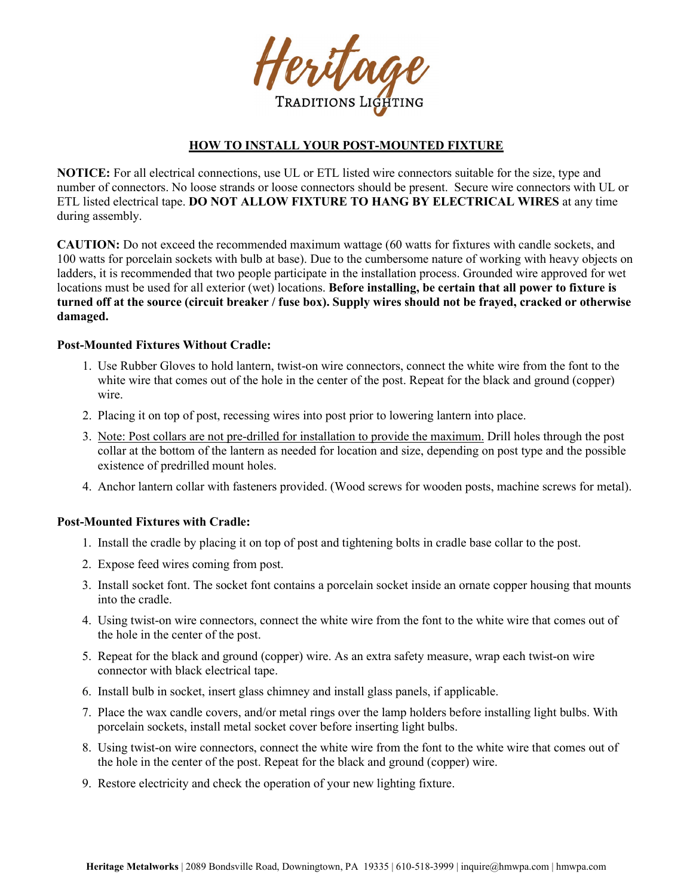# Heritage

TRADITIONS LIGHTING

## HOW TO INSTALL YOUR POST-MOUNTED FIXTURE

**NOTICE:** For all electrical connections, use UL or ETL listed wire connectors suitable for the size, type and number of connectors. No loose strands or loose connectors should be present. Secure wire connectors with UL or ETL listed electrical tape. **DO NOT ALLOW FIXTURE TO HANG BY ELECTRICAL WIRES** at any time during assembly.

**CAUTION:** Do not exceed the recommended maximum wattage (60 watts for fixtures with candle sockets, and 100 watts for porcelain sockets with bulb at base). Due to the cumbersome nature of working with heavy objects on ladders, it is recommended that two people participate in the installation process. Grounded wire approved for wet locations must be used for all exterior (wet) locations. **Before installing, be certain that all power to fixture is turned off at the source (circuit breaker / fuse box). Supply wires should not be frayed, cracked or otherwise damaged.**

### Post-Mounted Fixtures Without Cradle:

1. Use Rubber Gloves to hold lantern, twist-on wire connectors, connect the white wire from the font to the white wire that comes out of the hole in the center of the post. Repeat for the black and ground (copper) wire.
2. Placing it on top of post, recessing wires into post prior to lowering lantern into place.
3. <u>Note: Post collars are not pre-drilled for installation to provide the maximum.</u> Drill holes through the post collar at the bottom of the lantern as needed for location and size, depending on post type and the possible existence of predrilled mount holes.
4. Anchor lantern collar with fasteners provided. (Wood screws for wooden posts, machine screws for metal).

### Post-Mounted Fixtures with Cradle:

1. Install the cradle by placing it on top of post and tightening bolts in cradle base collar to the post.
2. Expose feed wires coming from post.
3. Install socket font. The socket font contains a porcelain socket inside an ornate copper housing that mounts into the cradle.
4. Using twist-on wire connectors, connect the white wire from the font to the white wire that comes out of the hole in the center of the post.
5. Repeat for the black and ground (copper) wire. As an extra safety measure, wrap each twist-on wire connector with black electrical tape.
6. Install bulb in socket, insert glass chimney and install glass panels, if applicable.
7. Place the wax candle covers, and/or metal rings over the lamp holders before installing light bulbs. With porcelain sockets, install metal socket cover before inserting light bulbs.
8. Using twist-on wire connectors, connect the white wire from the font to the white wire that comes out of the hole in the center of the post. Repeat for the black and ground (copper) wire.
9. Restore electricity and check the operation of your new lighting fixture.

**Heritage Metalworks** | 2089 Bondsville Road, Downingtown, PA 19335 | 610-518-3999 | inquire@hmwpa.com | hmwpa.com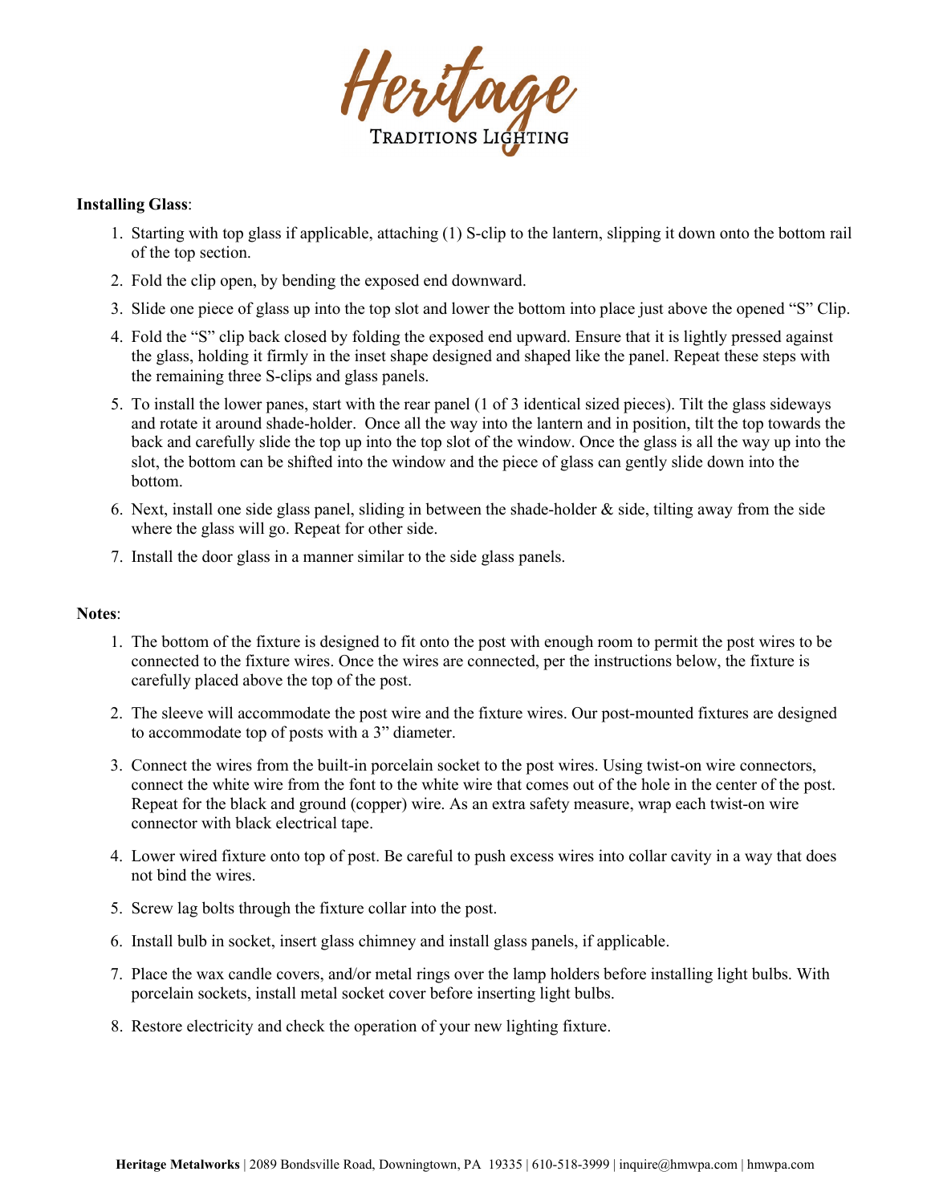# Heritage

TRADITIONS LIGHTING

**Installing Glass**:

1. Starting with top glass if applicable, attaching (1) S-clip to the lantern, slipping it down onto the bottom rail of the top section.
2. Fold the clip open, by bending the exposed end downward.
3. Slide one piece of glass up into the top slot and lower the bottom into place just above the opened "S" Clip.
4. Fold the "S" clip back closed by folding the exposed end upward. Ensure that it is lightly pressed against the glass, holding it firmly in the inset shape designed and shaped like the panel. Repeat these steps with the remaining three S-clips and glass panels.
5. To install the lower panes, start with the rear panel (1 of 3 identical sized pieces). Tilt the glass sideways and rotate it around shade-holder. Once all the way into the lantern and in position, tilt the top towards the back and carefully slide the top up into the top slot of the window. Once the glass is all the way up into the slot, the bottom can be shifted into the window and the piece of glass can gently slide down into the bottom.
6. Next, install one side glass panel, sliding in between the shade-holder & side, tilting away from the side where the glass will go. Repeat for other side.
7. Install the door glass in a manner similar to the side glass panels.

**Notes**:

1. The bottom of the fixture is designed to fit onto the post with enough room to permit the post wires to be connected to the fixture wires. Once the wires are connected, per the instructions below, the fixture is carefully placed above the top of the post.
2. The sleeve will accommodate the post wire and the fixture wires. Our post-mounted fixtures are designed to accommodate top of posts with a 3" diameter.
3. Connect the wires from the built-in porcelain socket to the post wires. Using twist-on wire connectors, connect the white wire from the font to the white wire that comes out of the hole in the center of the post. Repeat for the black and ground (copper) wire. As an extra safety measure, wrap each twist-on wire connector with black electrical tape.
4. Lower wired fixture onto top of post. Be careful to push excess wires into collar cavity in a way that does not bind the wires.
5. Screw lag bolts through the fixture collar into the post.
6. Install bulb in socket, insert glass chimney and install glass panels, if applicable.
7. Place the wax candle covers, and/or metal rings over the lamp holders before installing light bulbs. With porcelain sockets, install metal socket cover before inserting light bulbs.
8. Restore electricity and check the operation of your new lighting fixture.

**Heritage Metalworks** | 2089 Bondsville Road, Downingtown, PA 19335 | 610-518-3999 | inquire@hmwpa.com | hmwpa.com